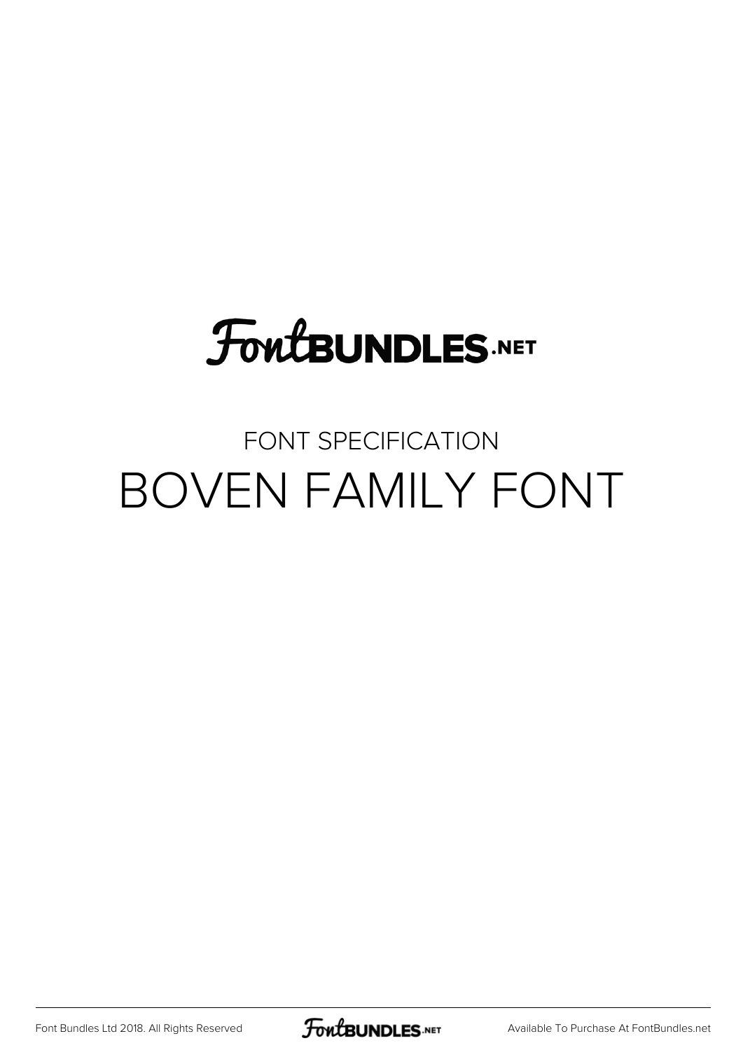FontBUNDLES.NET

FONT SPECIFICATION

# BOVEN FAMILY FONT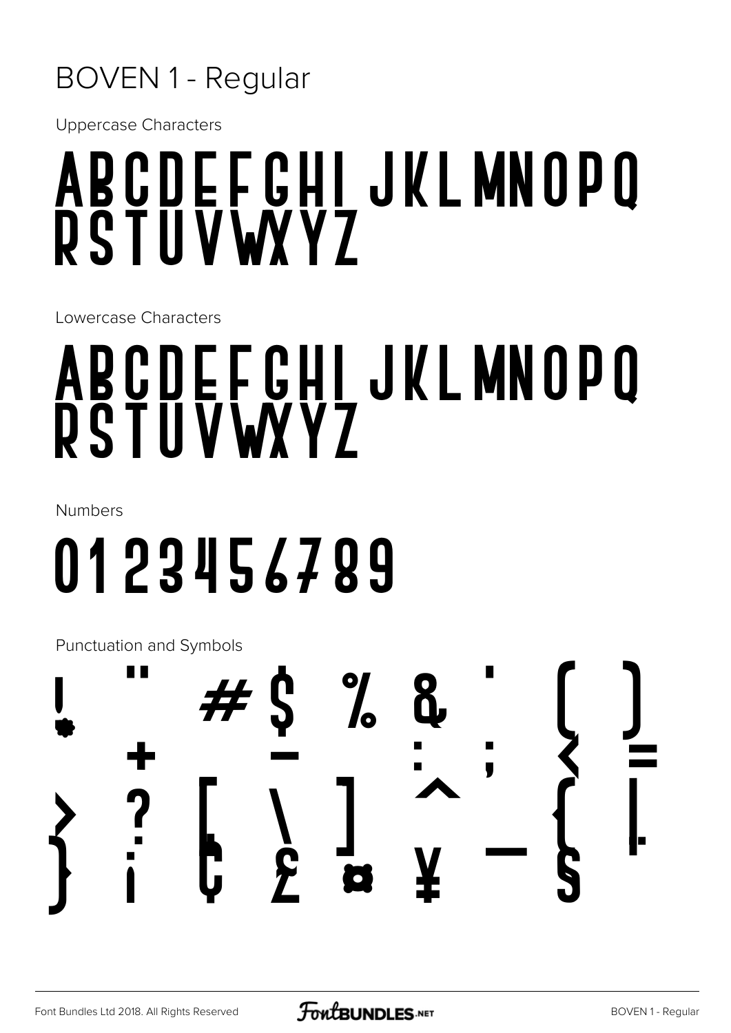# BOVEN 1 - Regular

Uppercase Characters

ABCDEFGHIJKLMNOPQ
RSTUVWXYZ

Lowercase Characters

ABCDEFGHIJKLMNOPQ
RSTUVWXYZ

Numbers

0123456789

Punctuation and Symbols

! " # $ % & ' ( )
* + , - . / : ; < =
> ? @ [ \ ] ^ _ ` {
| } ~ ¡ ¢ £ ¤ ¥ ¦ §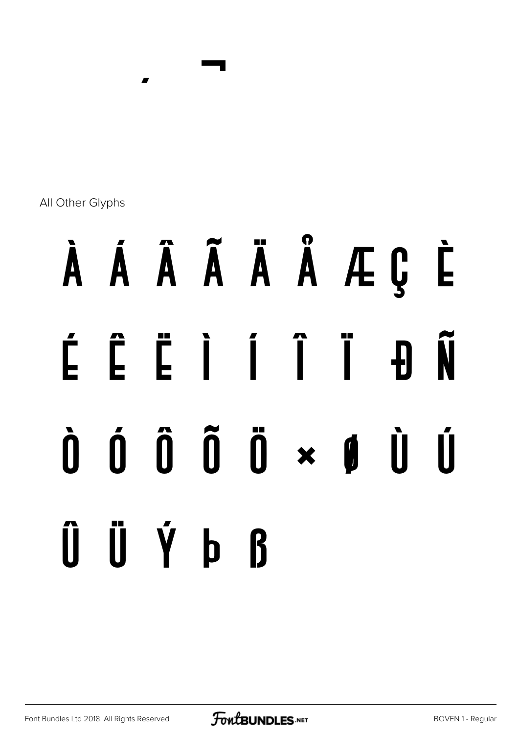´ ¬

All Other Glyphs

À Á Â Ã Ä Å Æ Ç È

É Ê Ë Ì Í Î Ï Ð Ñ

Ò Ó Ô Õ Ö × Ø Ù Ú

Û Ü Ý Þ ß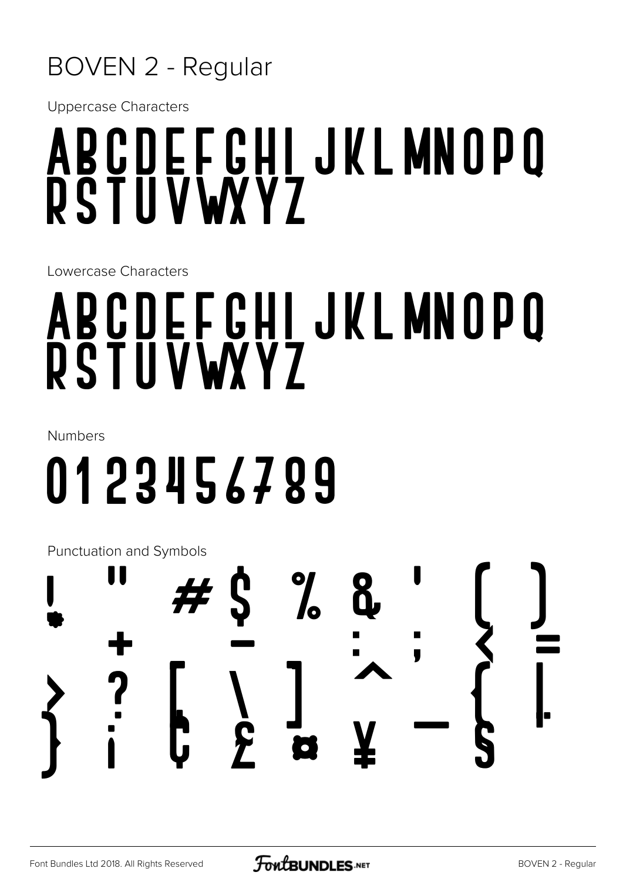# BOVEN 2 - Regular

Uppercase Characters

ABCDEFGHIJKLMNOPQ
RSTUVWXYZ

Lowercase Characters

ABCDEFGHIJKLMNOPQ
RSTUVWXYZ

Numbers

0123456789

Punctuation and Symbols

! " # $ % & ' ( )
* + , - . / : ; < =
> ? @ [ \ ] ^ _ ` {
| } ~ ¡ ¢ £ ¤ ¥ ¦ §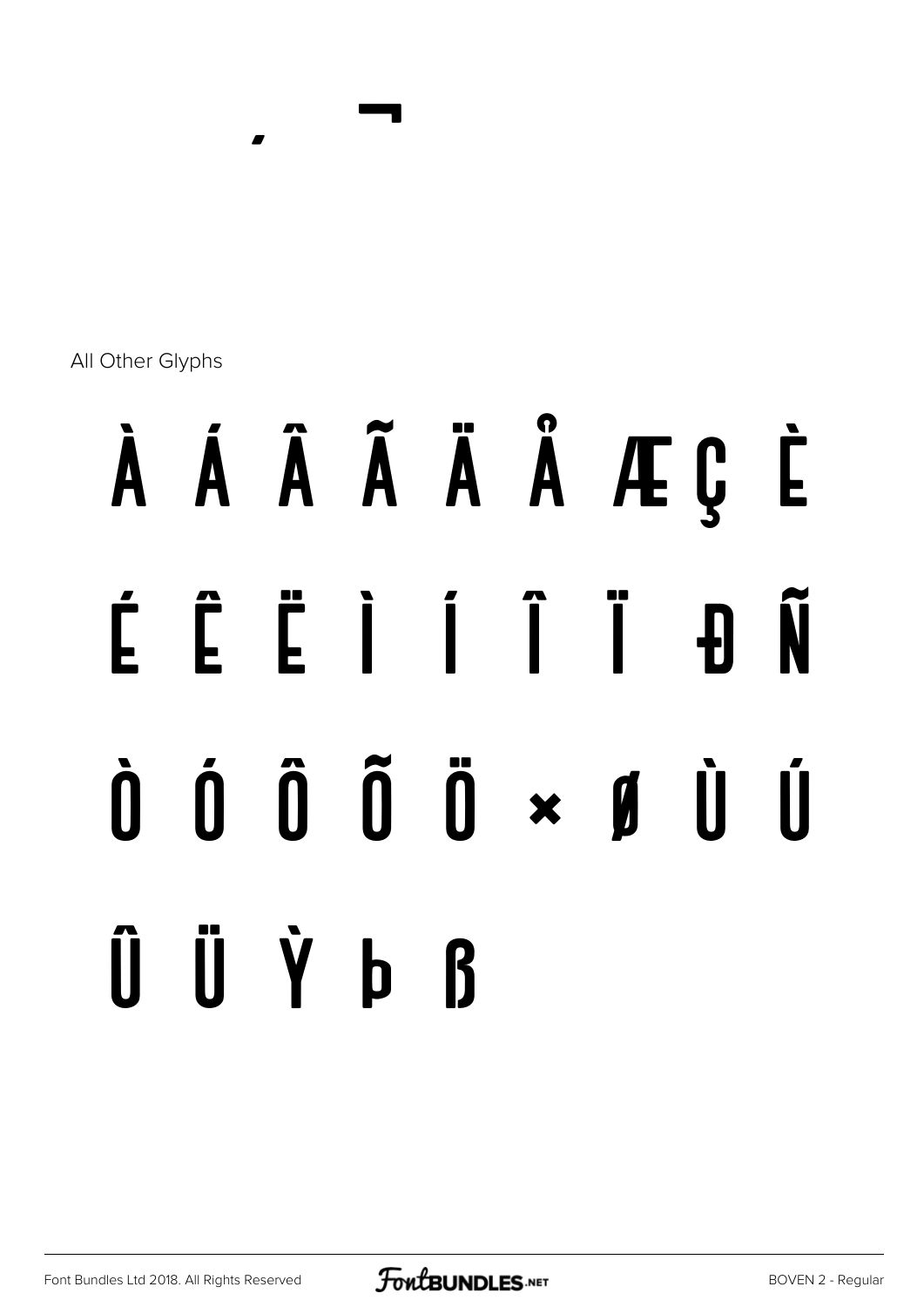´ ¬

All Other Glyphs

À Á Â Ã Ä Å Æ Ç È

É Ê Ë Ì Í Î Ï Ð Ñ

Ò Ó Ô Õ Ö × Ø Ù Ú

Û Ü Ý Þ ß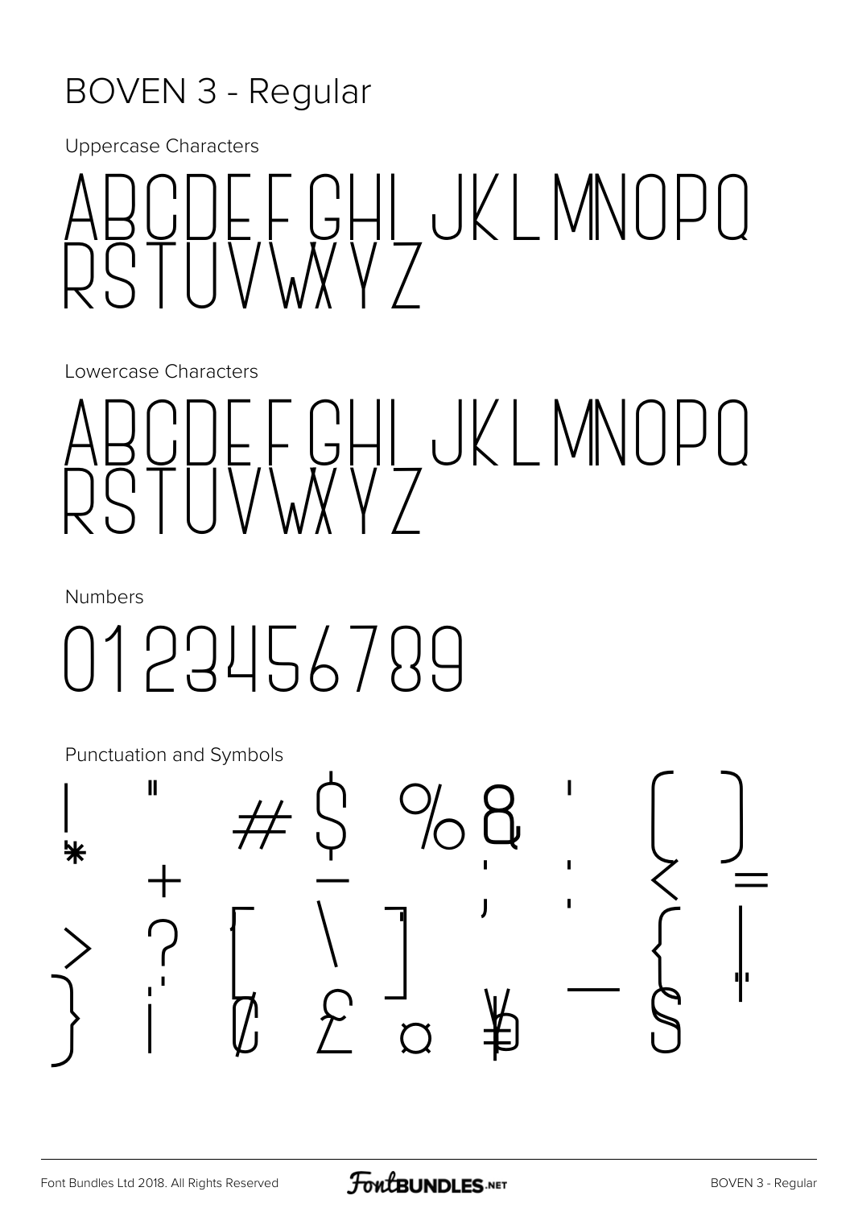# BOVEN 3 - Regular

Uppercase Characters

ABCDEFGHIJKLMNOPQ
RSTUVWXYZ

Lowercase Characters

ABCDEFGHIJKLMNOPQ
RSTUVWXYZ

Numbers

0123456789

Punctuation and Symbols

! " # $ % & ' ( ) * + , - . / : ; < = > ? @ [ \ ] ^ _ ` { | } ~ ¡ ¢ £ ¤ ¥ ¦ §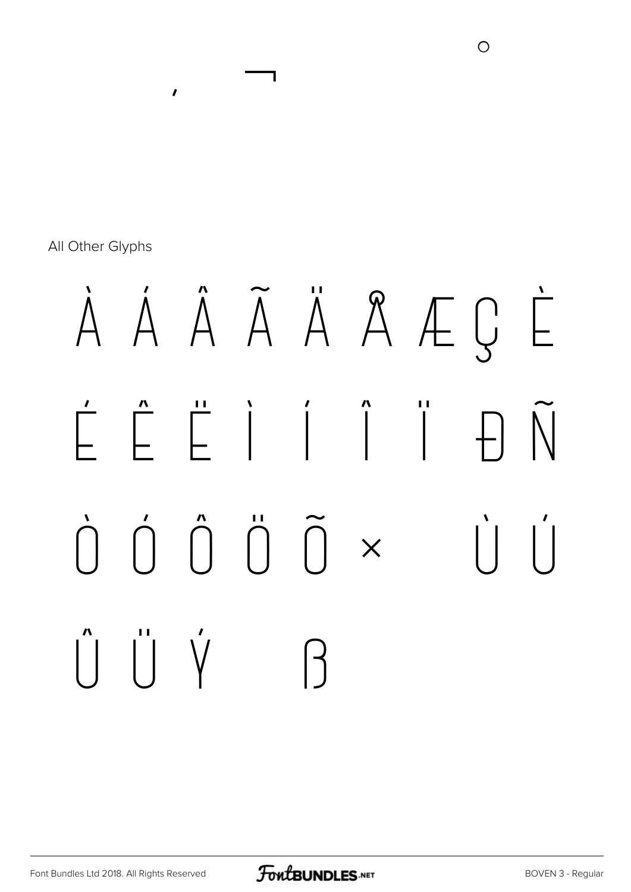¸ ¬ °

All Other Glyphs

À Á Â Ã Ä Å Æ Ç È

É Ê Ë Ì Í Î Ï Ð Ñ

Ò Ó Ô Ö Õ × Ù Ú

Û Ü Ý ß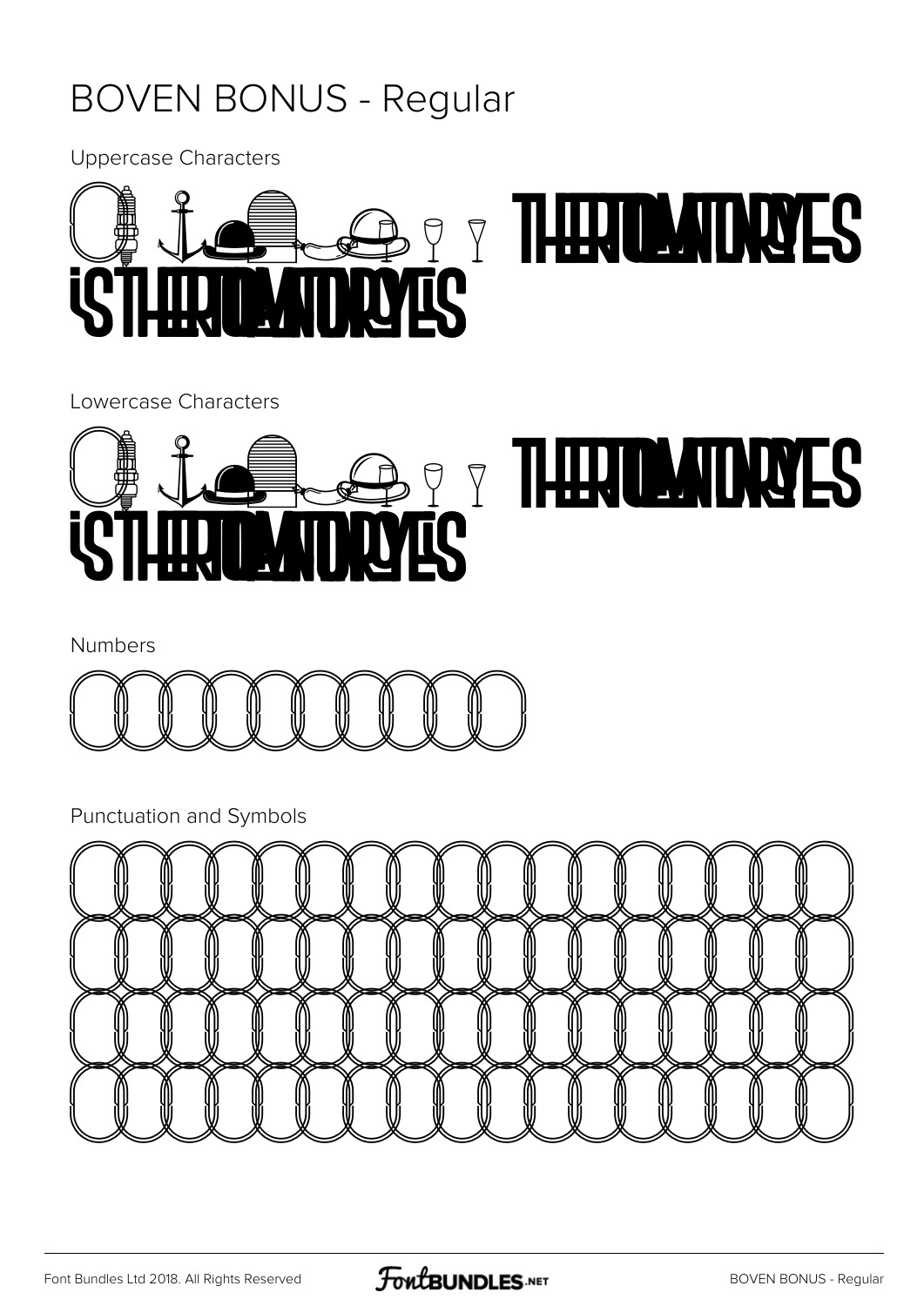# BOVEN BONUS - Regular

Uppercase Characters

Lowercase Characters

Numbers

Punctuation and Symbols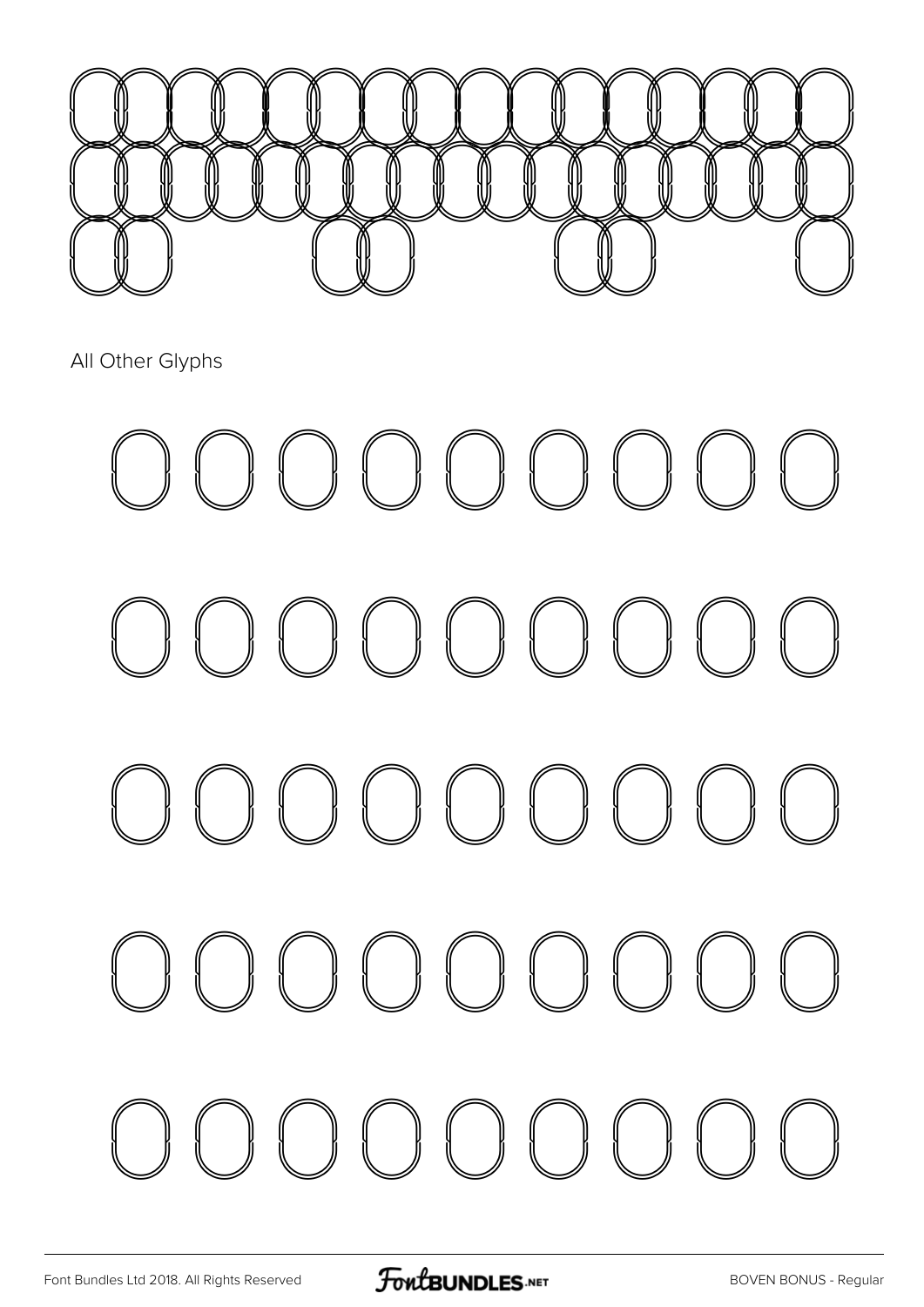All Other Glyphs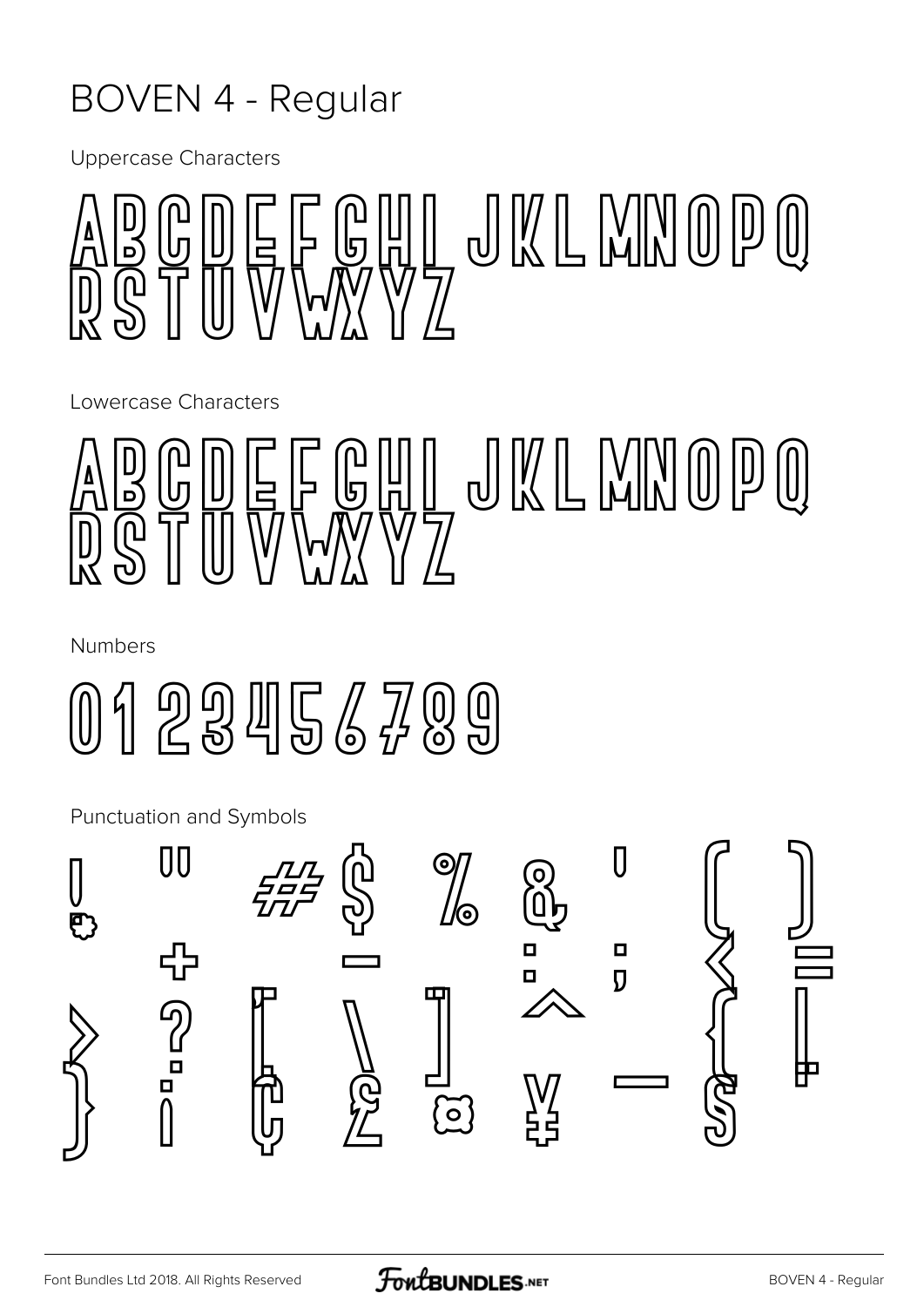# BOVEN 4 - Regular

Uppercase Characters

A B C D E F G H I J K L M N O P Q R S T U V W X Y Z

Lowercase Characters

A B C D E F G H I J K L M N O P Q R S T U V W X Y Z

Numbers

0 1 2 3 4 5 6 7 8 9

Punctuation and Symbols

! " # $ % & ' ( ) * + , - . / : ; < = > ? @ [ \ ] ^ _ { | } ¡ ¢ £ ¤ ¥ ¦ §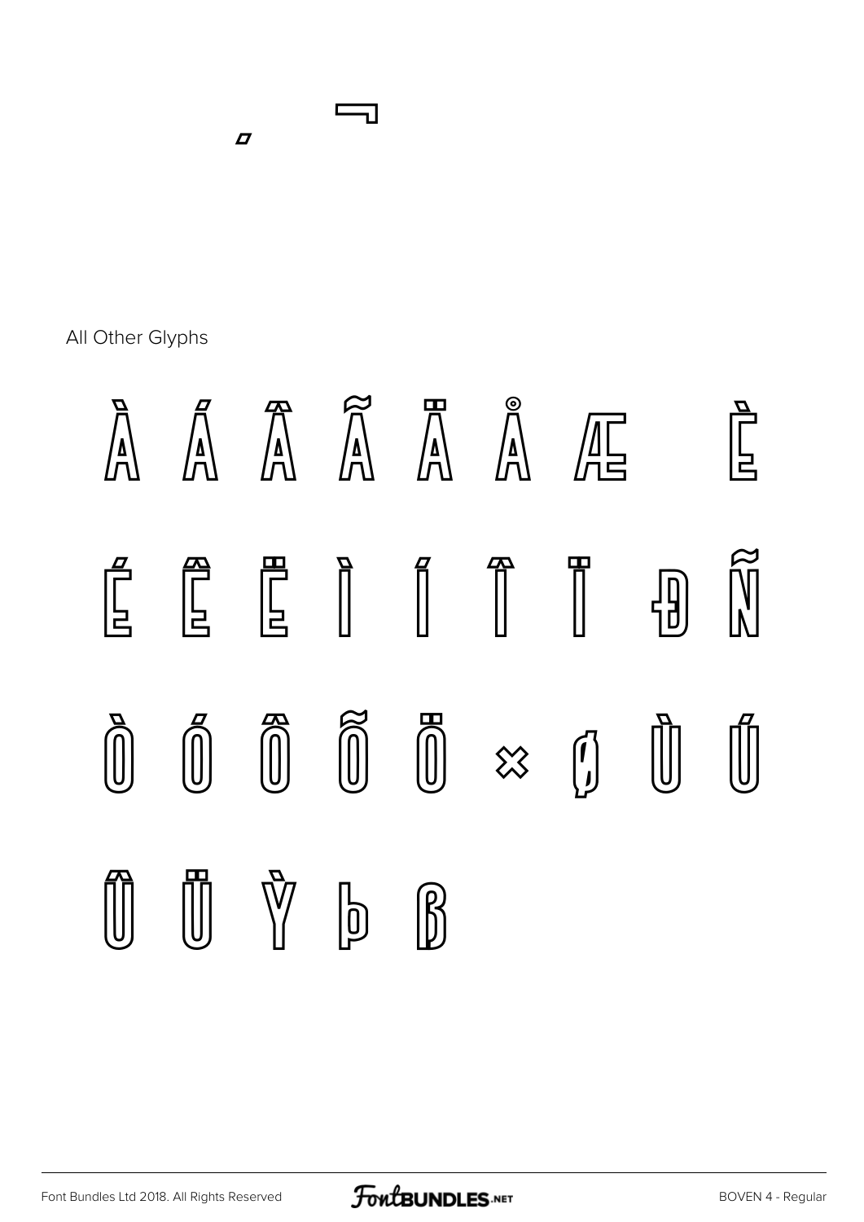¸ ¬

All Other Glyphs

À Á Â Ã Ä Å Æ È

É Ê Ë Ì Í Î Ï Đ Ñ

Ò Ó Ô Õ Ö × Ø Ù Ú

Û Ü Ý Þ ß